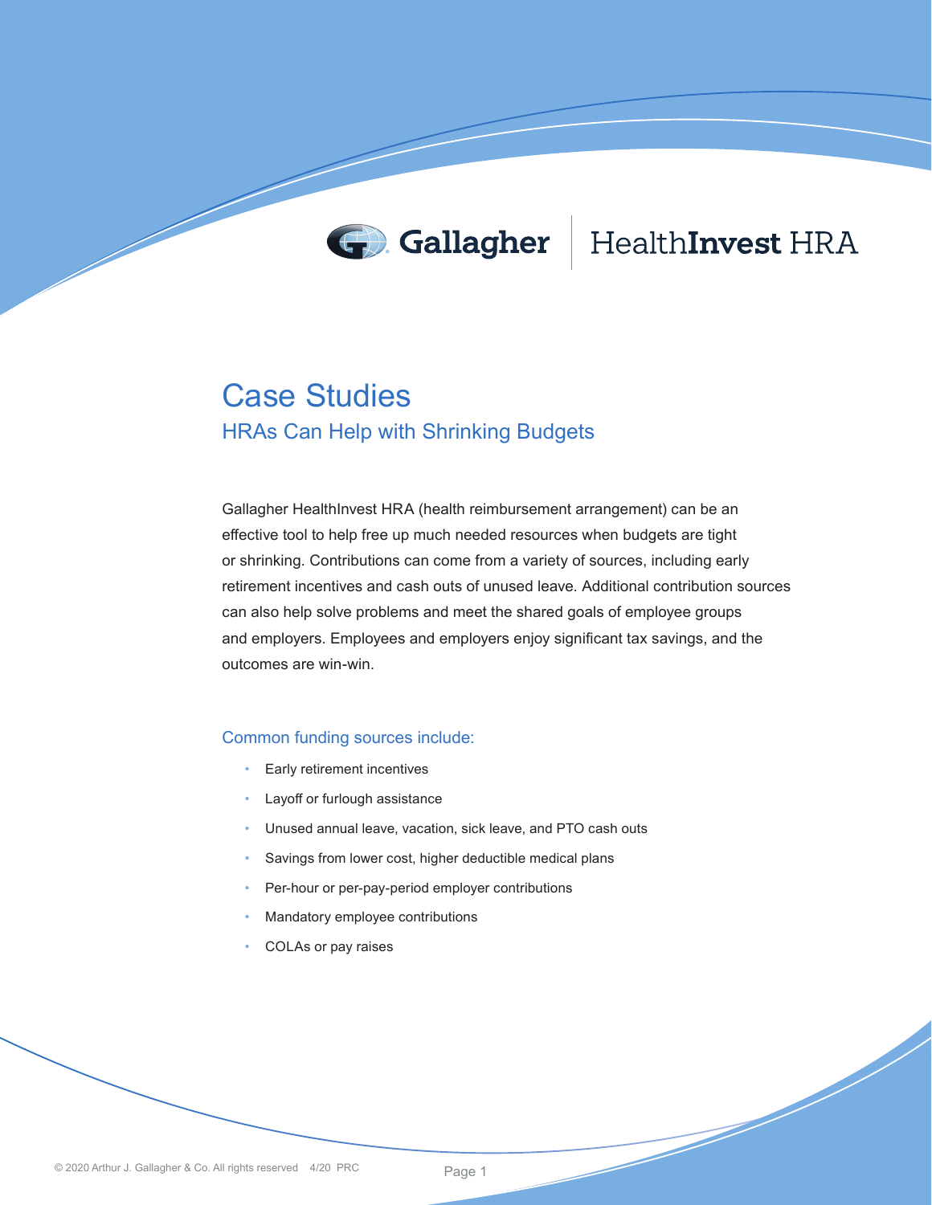Gallagher | HealthInvest HRA

# Case Studies

## HRAs Can Help with Shrinking Budgets

Gallagher HealthInvest HRA (health reimbursement arrangement) can be an effective tool to help free up much needed resources when budgets are tight or shrinking. Contributions can come from a variety of sources, including early retirement incentives and cash outs of unused leave. Additional contribution sources can also help solve problems and meet the shared goals of employee groups and employers. Employees and employers enjoy significant tax savings, and the outcomes are win-win.

### Common funding sources include:

- Early retirement incentives
- Layoff or furlough assistance
- Unused annual leave, vacation, sick leave, and PTO cash outs
- Savings from lower cost, higher deductible medical plans
- Per-hour or per-pay-period employer contributions
- Mandatory employee contributions
- COLAs or pay raises

© 2020 Arthur J. Gallagher & Co. All rights reserved 4/20 PRC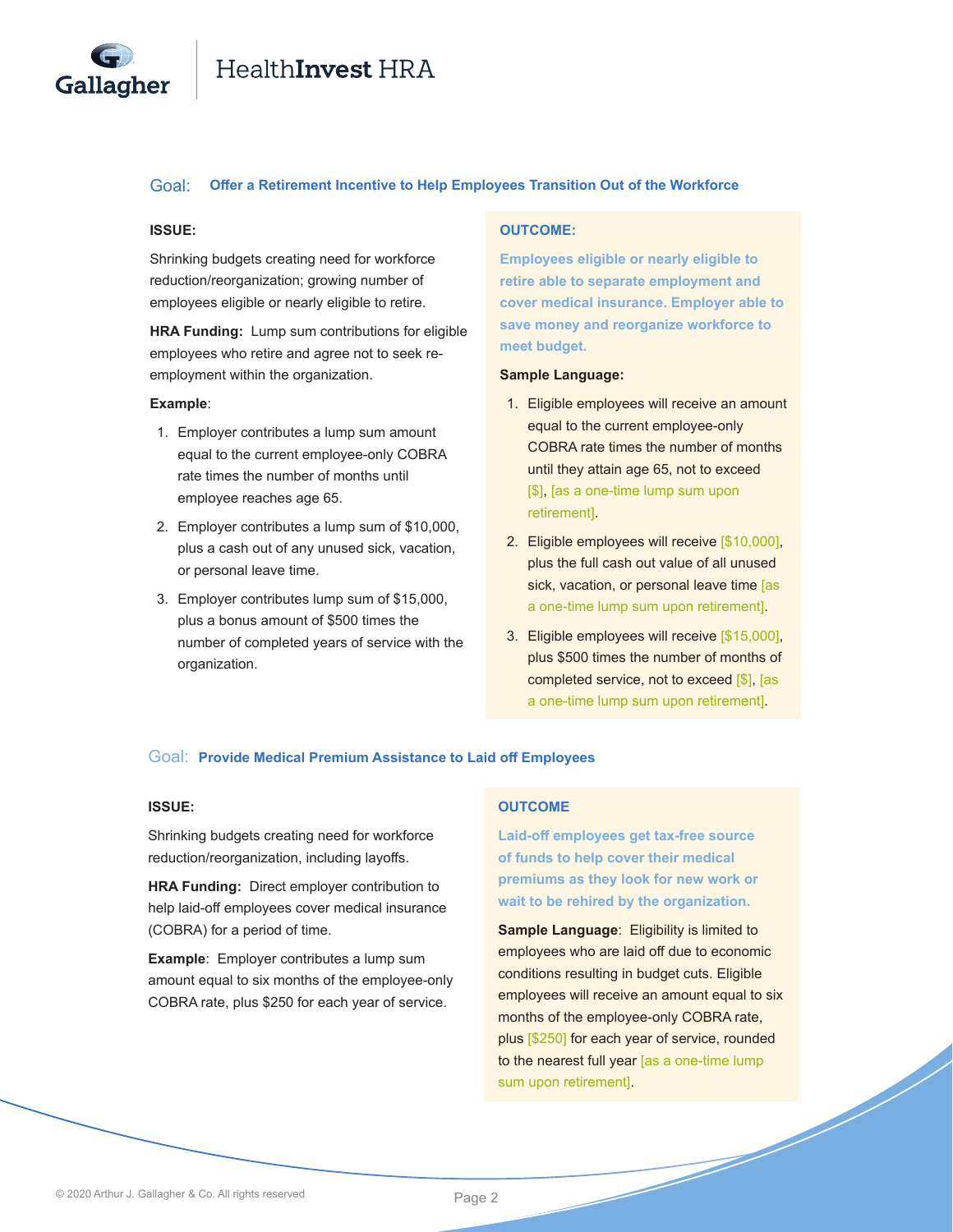## Goal: Offer a Retirement Incentive to Help Employees Transition Out of the Workforce

**ISSUE:**

Shrinking budgets creating need for workforce reduction/reorganization; growing number of employees eligible or nearly eligible to retire.

**HRA Funding:** Lump sum contributions for eligible employees who retire and agree not to seek re-employment within the organization.

**Example**:

1. Employer contributes a lump sum amount equal to the current employee-only COBRA rate times the number of months until employee reaches age 65.
2. Employer contributes a lump sum of $10,000, plus a cash out of any unused sick, vacation, or personal leave time.
3. Employer contributes lump sum of $15,000, plus a bonus amount of $500 times the number of completed years of service with the organization.

**OUTCOME:**

**Employees eligible or nearly eligible to retire able to separate employment and cover medical insurance. Employer able to save money and reorganize workforce to meet budget.**

**Sample Language:**

1. Eligible employees will receive an amount equal to the current employee-only COBRA rate times the number of months until they attain age 65, not to exceed [$], [as a one-time lump sum upon retirement].
2. Eligible employees will receive [$10,000], plus the full cash out value of all unused sick, vacation, or personal leave time [as a one-time lump sum upon retirement].
3. Eligible employees will receive [$15,000], plus $500 times the number of months of completed service, not to exceed [$], [as a one-time lump sum upon retirement].

## Goal: Provide Medical Premium Assistance to Laid off Employees

**ISSUE:**

Shrinking budgets creating need for workforce reduction/reorganization, including layoffs.

**HRA Funding:** Direct employer contribution to help laid-off employees cover medical insurance (COBRA) for a period of time.

**Example**: Employer contributes a lump sum amount equal to six months of the employee-only COBRA rate, plus $250 for each year of service.

**OUTCOME**

**Laid-off employees get tax-free source of funds to help cover their medical premiums as they look for new work or wait to be rehired by the organization.**

**Sample Language**: Eligibility is limited to employees who are laid off due to economic conditions resulting in budget cuts. Eligible employees will receive an amount equal to six months of the employee-only COBRA rate, plus [$250] for each year of service, rounded to the nearest full year [as a one-time lump sum upon retirement].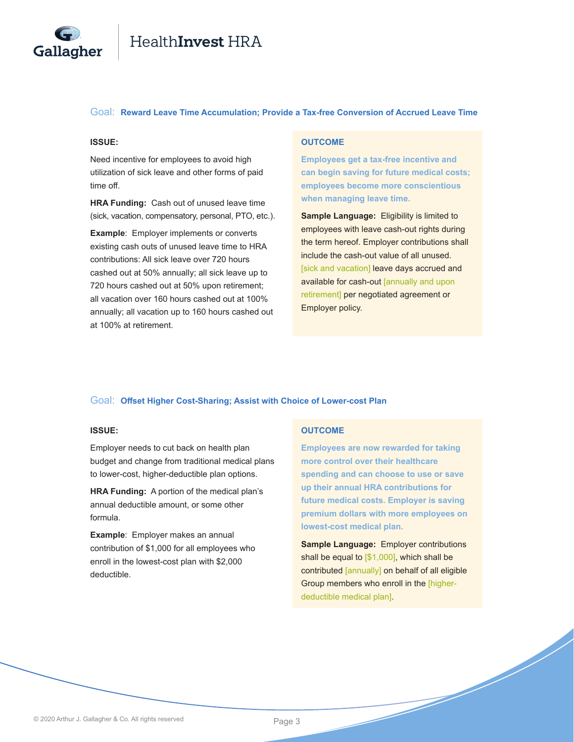## Goal: Reward Leave Time Accumulation; Provide a Tax-free Conversion of Accrued Leave Time

**ISSUE:**

Need incentive for employees to avoid high utilization of sick leave and other forms of paid time off.

**HRA Funding:** Cash out of unused leave time (sick, vacation, compensatory, personal, PTO, etc.).

**Example**: Employer implements or converts existing cash outs of unused leave time to HRA contributions: All sick leave over 720 hours cashed out at 50% annually; all sick leave up to 720 hours cashed out at 50% upon retirement; all vacation over 160 hours cashed out at 100% annually; all vacation up to 160 hours cashed out at 100% at retirement.

**OUTCOME**

**Employees get a tax-free incentive and can begin saving for future medical costs; employees become more conscientious when managing leave time.**

**Sample Language:** Eligibility is limited to employees with leave cash-out rights during the term hereof. Employer contributions shall include the cash-out value of all unused. [sick and vacation] leave days accrued and available for cash-out [annually and upon retirement] per negotiated agreement or Employer policy.

## Goal: Offset Higher Cost-Sharing; Assist with Choice of Lower-cost Plan

**ISSUE:**

Employer needs to cut back on health plan budget and change from traditional medical plans to lower-cost, higher-deductible plan options.

**HRA Funding:** A portion of the medical plan's annual deductible amount, or some other formula.

**Example**: Employer makes an annual contribution of $1,000 for all employees who enroll in the lowest-cost plan with $2,000 deductible.

**OUTCOME**

**Employees are now rewarded for taking more control over their healthcare spending and can choose to use or save up their annual HRA contributions for future medical costs. Employer is saving premium dollars with more employees on lowest-cost medical plan.**

**Sample Language:** Employer contributions shall be equal to [$1,000], which shall be contributed [annually] on behalf of all eligible Group members who enroll in the [higher-deductible medical plan].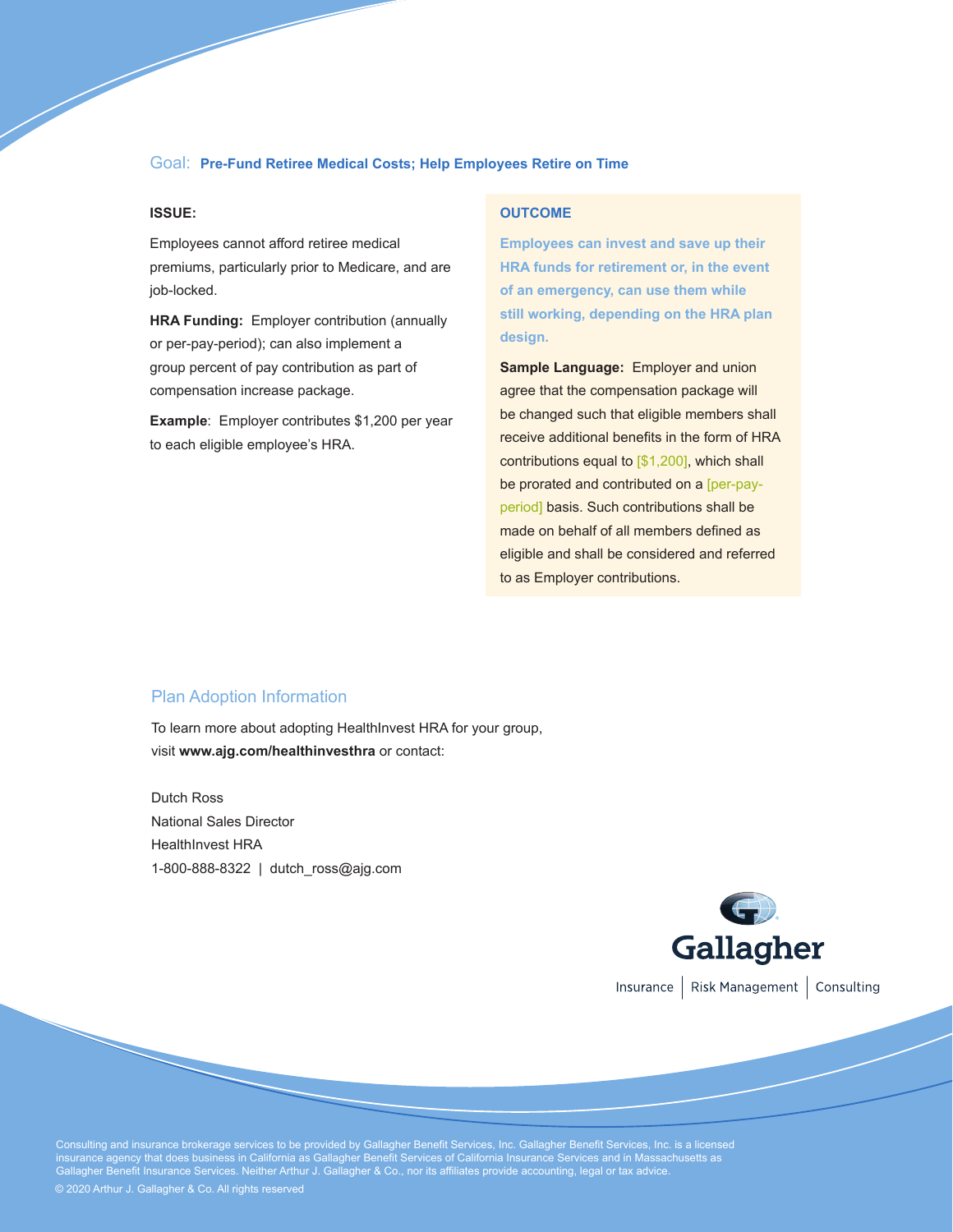Goal: **Pre-Fund Retiree Medical Costs; Help Employees Retire on Time**

**ISSUE:**

Employees cannot afford retiree medical premiums, particularly prior to Medicare, and are job-locked.

**HRA Funding:** Employer contribution (annually or per-pay-period); can also implement a group percent of pay contribution as part of compensation increase package.

**Example**: Employer contributes $1,200 per year to each eligible employee's HRA.

**OUTCOME**

**Employees can invest and save up their HRA funds for retirement or, in the event of an emergency, can use them while still working, depending on the HRA plan design.**

**Sample Language:** Employer and union agree that the compensation package will be changed such that eligible members shall receive additional benefits in the form of HRA contributions equal to [$1,200], which shall be prorated and contributed on a [per-pay-period] basis. Such contributions shall be made on behalf of all members defined as eligible and shall be considered and referred to as Employer contributions.

## Plan Adoption Information

To learn more about adopting HealthInvest HRA for your group, visit **www.ajg.com/healthinvesthra** or contact:

Dutch Ross
National Sales Director
HealthInvest HRA
1-800-888-8322 | dutch_ross@ajg.com

Gallagher

Insurance | Risk Management | Consulting

Consulting and insurance brokerage services to be provided by Gallagher Benefit Services, Inc. Gallagher Benefit Services, Inc. is a licensed insurance agency that does business in California as Gallagher Benefit Services of California Insurance Services and in Massachusetts as Gallagher Benefit Insurance Services. Neither Arthur J. Gallagher & Co., nor its affiliates provide accounting, legal or tax advice.

© 2020 Arthur J. Gallagher & Co. All rights reserved